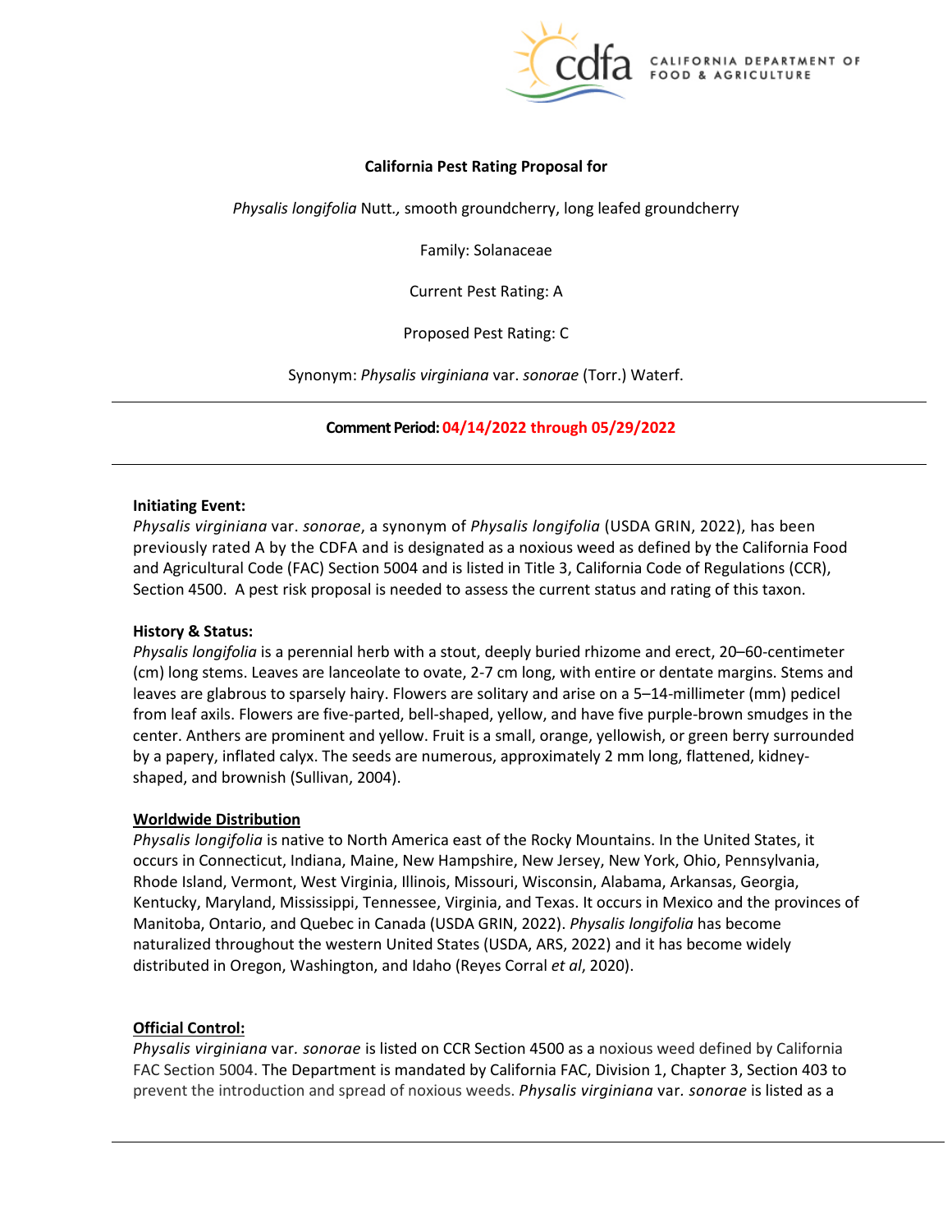**California Pest Rating Proposal for**

*Physalis longifolia* Nutt*.,* smooth groundcherry, long leafed groundcherry

Family: Solanaceae

Current Pest Rating: A

Proposed Pest Rating: C

Synonym: *Physalis virginiana* var. *sonorae* (Torr.) Waterf.

---

**Comment Period: 04/14/2022 through 05/29/2022**

---

**Initiating Event:**

*Physalis virginiana* var. *sonorae*, a synonym of *Physalis longifolia* (USDA GRIN, 2022), has been previously rated A by the CDFA and is designated as a noxious weed as defined by the California Food and Agricultural Code (FAC) Section 5004 and is listed in Title 3, California Code of Regulations (CCR), Section 4500. A pest risk proposal is needed to assess the current status and rating of this taxon.

**History & Status:**

*Physalis longifolia* is a perennial herb with a stout, deeply buried rhizome and erect, 20–60-centimeter (cm) long stems. Leaves are lanceolate to ovate, 2-7 cm long, with entire or dentate margins. Stems and leaves are glabrous to sparsely hairy. Flowers are solitary and arise on a 5–14-millimeter (mm) pedicel from leaf axils. Flowers are five-parted, bell-shaped, yellow, and have five purple-brown smudges in the center. Anthers are prominent and yellow. Fruit is a small, orange, yellowish, or green berry surrounded by a papery, inflated calyx. The seeds are numerous, approximately 2 mm long, flattened, kidney-shaped, and brownish (Sullivan, 2004).

**Worldwide Distribution**

*Physalis longifolia* is native to North America east of the Rocky Mountains. In the United States, it occurs in Connecticut, Indiana, Maine, New Hampshire, New Jersey, New York, Ohio, Pennsylvania, Rhode Island, Vermont, West Virginia, Illinois, Missouri, Wisconsin, Alabama, Arkansas, Georgia, Kentucky, Maryland, Mississippi, Tennessee, Virginia, and Texas. It occurs in Mexico and the provinces of Manitoba, Ontario, and Quebec in Canada (USDA GRIN, 2022). *Physalis longifolia* has become naturalized throughout the western United States (USDA, ARS, 2022) and it has become widely distributed in Oregon, Washington, and Idaho (Reyes Corral *et al*, 2020).

**Official Control:**

*Physalis virginiana* var*. sonorae* is listed on CCR Section 4500 as a noxious weed defined by California FAC Section 5004. The Department is mandated by California FAC, Division 1, Chapter 3, Section 403 to prevent the introduction and spread of noxious weeds. *Physalis virginiana* var*. sonorae* is listed as a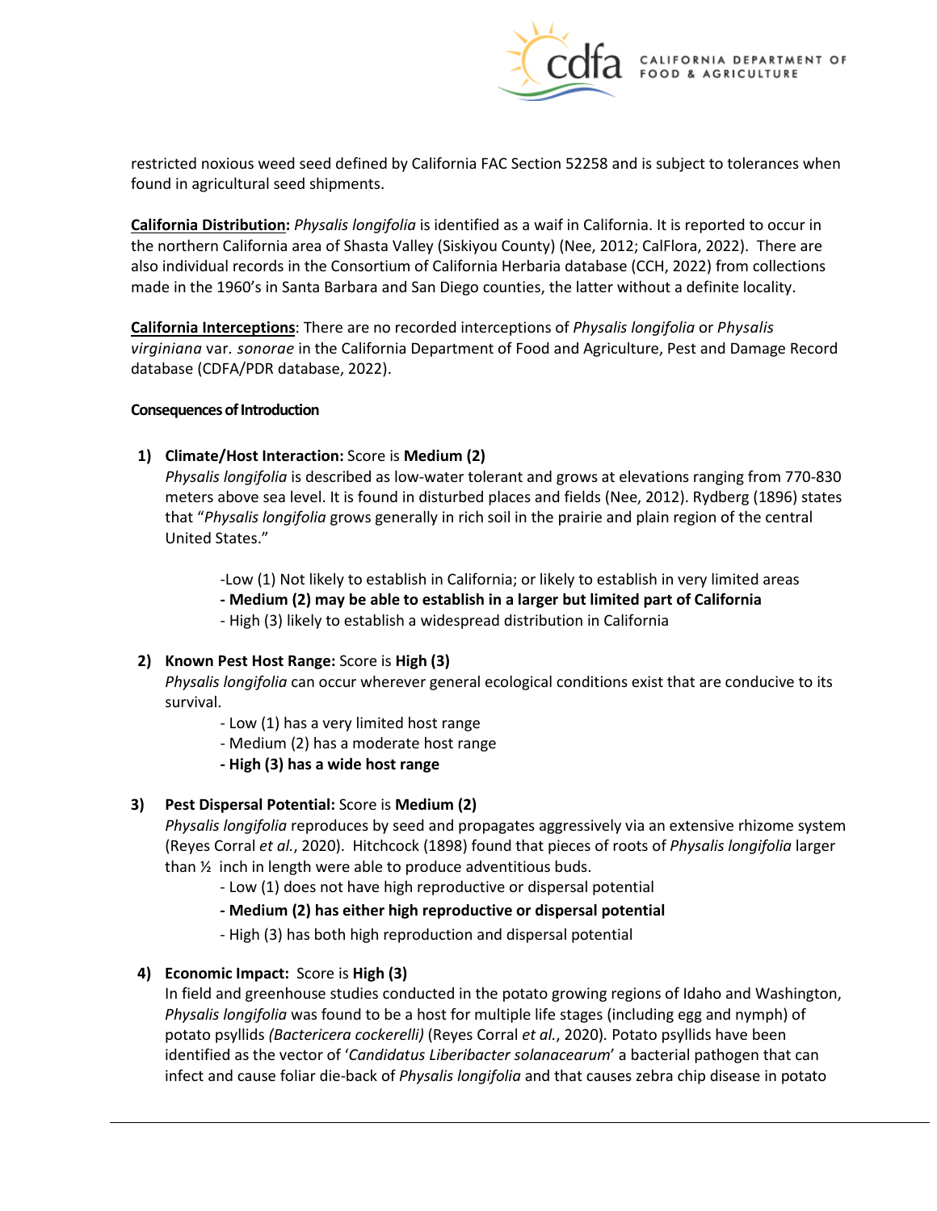restricted noxious weed seed defined by California FAC Section 52258 and is subject to tolerances when found in agricultural seed shipments.

**California Distribution:** *Physalis longifolia* is identified as a waif in California. It is reported to occur in the northern California area of Shasta Valley (Siskiyou County) (Nee, 2012; CalFlora, 2022). There are also individual records in the Consortium of California Herbaria database (CCH, 2022) from collections made in the 1960's in Santa Barbara and San Diego counties, the latter without a definite locality.

**California Interceptions**: There are no recorded interceptions of *Physalis longifolia* or *Physalis virginiana* var. *sonorae* in the California Department of Food and Agriculture, Pest and Damage Record database (CDFA/PDR database, 2022).

**Consequences of Introduction**

1) **Climate/Host Interaction:** Score is **Medium (2)**

   *Physalis longifolia* is described as low-water tolerant and grows at elevations ranging from 770-830 meters above sea level. It is found in disturbed places and fields (Nee, 2012). Rydberg (1896) states that "*Physalis longifolia* grows generally in rich soil in the prairie and plain region of the central United States."

   - Low (1) Not likely to establish in California; or likely to establish in very limited areas
   - **Medium (2) may be able to establish in a larger but limited part of California**
   - High (3) likely to establish a widespread distribution in California

2) **Known Pest Host Range:** Score is **High (3)**

   *Physalis longifolia* can occur wherever general ecological conditions exist that are conducive to its survival.

   - Low (1) has a very limited host range
   - Medium (2) has a moderate host range
   - **High (3) has a wide host range**

3) **Pest Dispersal Potential:** Score is **Medium (2)**

   *Physalis longifolia* reproduces by seed and propagates aggressively via an extensive rhizome system (Reyes Corral *et al.*, 2020). Hitchcock (1898) found that pieces of roots of *Physalis longifolia* larger than ½ inch in length were able to produce adventitious buds.

   - Low (1) does not have high reproductive or dispersal potential
   - **Medium (2) has either high reproductive or dispersal potential**
   - High (3) has both high reproduction and dispersal potential

4) **Economic Impact:** Score is **High (3)**

   In field and greenhouse studies conducted in the potato growing regions of Idaho and Washington, *Physalis longifolia* was found to be a host for multiple life stages (including egg and nymph) of potato psyllids *(Bactericera cockerelli)* (Reyes Corral *et al.*, 2020)*.* Potato psyllids have been identified as the vector of '*Candidatus Liberibacter solanacearum*' a bacterial pathogen that can infect and cause foliar die-back of *Physalis longifolia* and that causes zebra chip disease in potato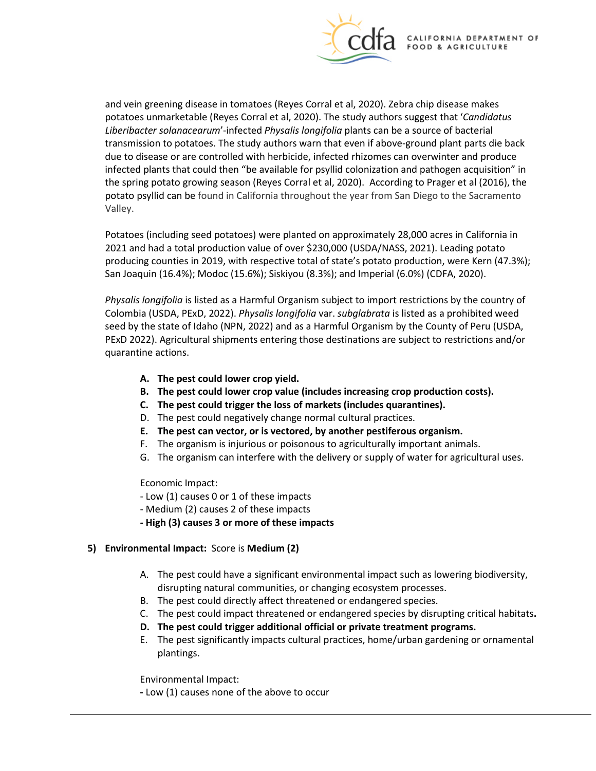and vein greening disease in tomatoes (Reyes Corral et al, 2020). Zebra chip disease makes potatoes unmarketable (Reyes Corral et al, 2020). The study authors suggest that '*Candidatus Liberibacter solanacearum*'-infected *Physalis longifolia* plants can be a source of bacterial transmission to potatoes. The study authors warn that even if above-ground plant parts die back due to disease or are controlled with herbicide, infected rhizomes can overwinter and produce infected plants that could then "be available for psyllid colonization and pathogen acquisition" in the spring potato growing season (Reyes Corral et al, 2020). According to Prager et al (2016), the potato psyllid can be found in California throughout the year from San Diego to the Sacramento Valley.

Potatoes (including seed potatoes) were planted on approximately 28,000 acres in California in 2021 and had a total production value of over $230,000 (USDA/NASS, 2021). Leading potato producing counties in 2019, with respective total of state's potato production, were Kern (47.3%); San Joaquin (16.4%); Modoc (15.6%); Siskiyou (8.3%); and Imperial (6.0%) (CDFA, 2020).

*Physalis longifolia* is listed as a Harmful Organism subject to import restrictions by the country of Colombia (USDA, PExD, 2022). *Physalis longifolia* var. *subglabrata* is listed as a prohibited weed seed by the state of Idaho (NPN, 2022) and as a Harmful Organism by the County of Peru (USDA, PExD 2022). Agricultural shipments entering those destinations are subject to restrictions and/or quarantine actions.

- **A. The pest could lower crop yield.**
- **B. The pest could lower crop value (includes increasing crop production costs).**
- **C. The pest could trigger the loss of markets (includes quarantines).**
- D. The pest could negatively change normal cultural practices.
- **E. The pest can vector, or is vectored, by another pestiferous organism.**
- F. The organism is injurious or poisonous to agriculturally important animals.
- G. The organism can interfere with the delivery or supply of water for agricultural uses.

Economic Impact:
- Low (1) causes 0 or 1 of these impacts
- Medium (2) causes 2 of these impacts
- **High (3) causes 3 or more of these impacts**

**5) Environmental Impact:** Score is **Medium (2)**

- A. The pest could have a significant environmental impact such as lowering biodiversity, disrupting natural communities, or changing ecosystem processes.
- B. The pest could directly affect threatened or endangered species.
- C. The pest could impact threatened or endangered species by disrupting critical habitats.
- **D. The pest could trigger additional official or private treatment programs.**
- E. The pest significantly impacts cultural practices, home/urban gardening or ornamental plantings.

Environmental Impact:
- Low (1) causes none of the above to occur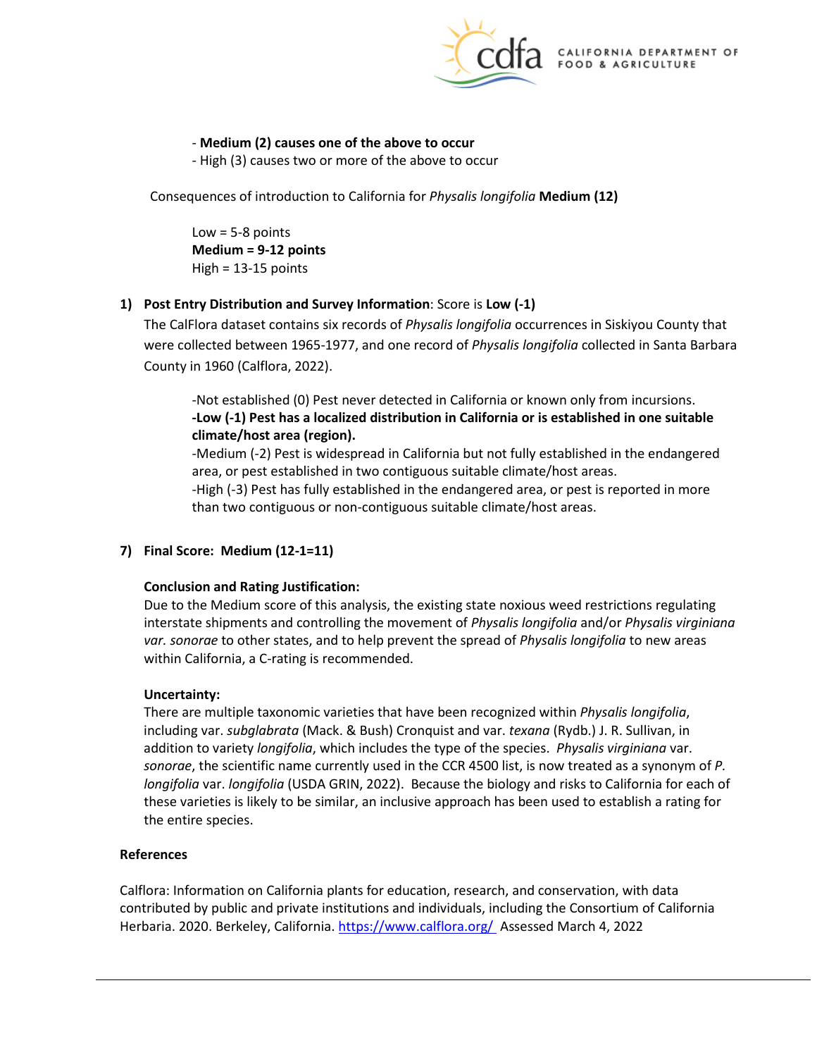- **Medium (2) causes one of the above to occur**
- High (3) causes two or more of the above to occur

Consequences of introduction to California for *Physalis longifolia* **Medium (12)**

Low = 5-8 points
**Medium = 9-12 points**
High = 13-15 points

1) **Post Entry Distribution and Survey Information**: Score is **Low (-1)**

The CalFlora dataset contains six records of *Physalis longifolia* occurrences in Siskiyou County that were collected between 1965-1977, and one record of *Physalis longifolia* collected in Santa Barbara County in 1960 (Calflora, 2022).

-Not established (0) Pest never detected in California or known only from incursions.
**-Low (-1) Pest has a localized distribution in California or is established in one suitable climate/host area (region).**
-Medium (-2) Pest is widespread in California but not fully established in the endangered area, or pest established in two contiguous suitable climate/host areas.
-High (-3) Pest has fully established in the endangered area, or pest is reported in more than two contiguous or non-contiguous suitable climate/host areas.

7) **Final Score: Medium (12-1=11)**

**Conclusion and Rating Justification:**

Due to the Medium score of this analysis, the existing state noxious weed restrictions regulating interstate shipments and controlling the movement of *Physalis longifolia* and/or *Physalis virginiana var. sonorae* to other states, and to help prevent the spread of *Physalis longifolia* to new areas within California, a C-rating is recommended.

**Uncertainty:**

There are multiple taxonomic varieties that have been recognized within *Physalis longifolia*, including var. *subglabrata* (Mack. & Bush) Cronquist and var. *texana* (Rydb.) J. R. Sullivan, in addition to variety *longifolia*, which includes the type of the species. *Physalis virginiana* var. *sonorae*, the scientific name currently used in the CCR 4500 list, is now treated as a synonym of *P. longifolia* var. *longifolia* (USDA GRIN, 2022). Because the biology and risks to California for each of these varieties is likely to be similar, an inclusive approach has been used to establish a rating for the entire species.

## References

Calflora: Information on California plants for education, research, and conservation, with data contributed by public and private institutions and individuals, including the Consortium of California Herbaria. 2020. Berkeley, California. https://www.calflora.org/ Assessed March 4, 2022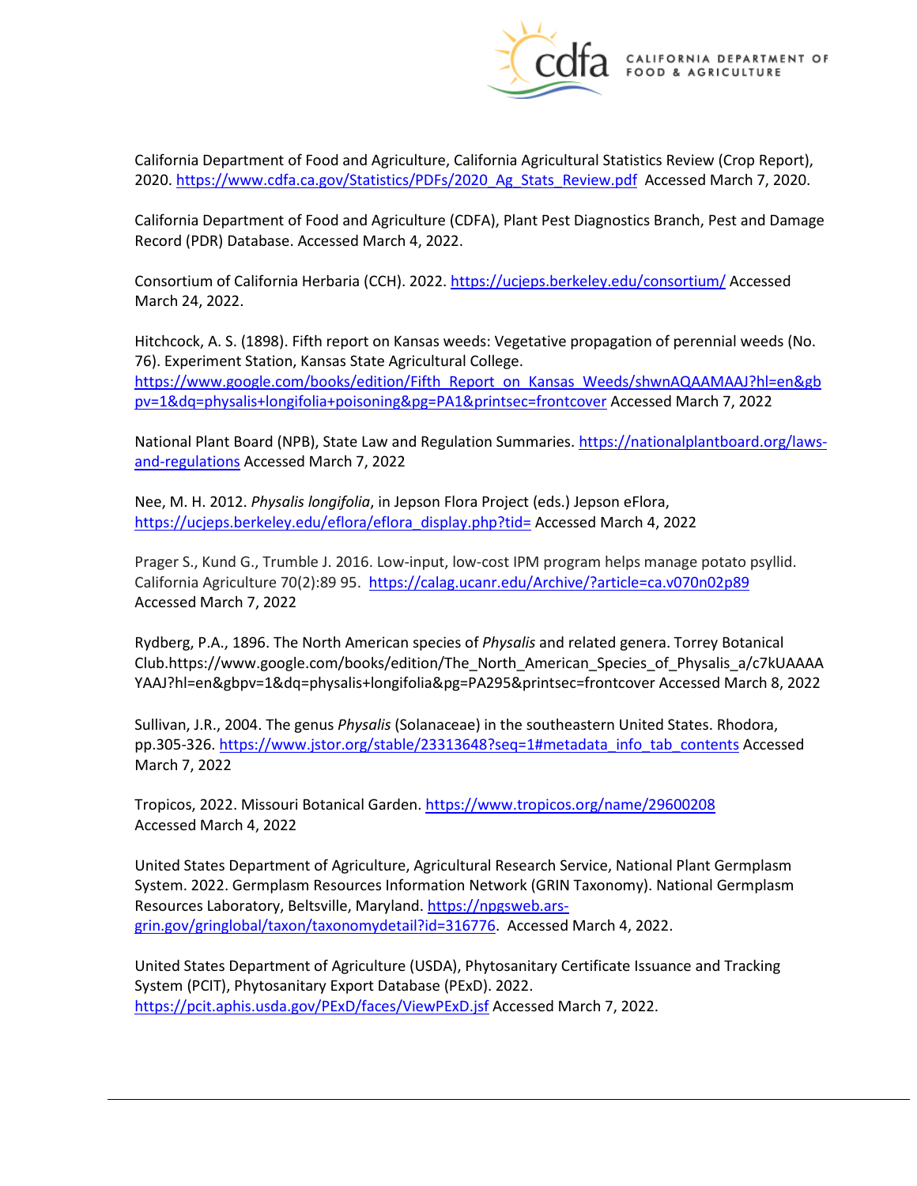California Department of Food and Agriculture, California Agricultural Statistics Review (Crop Report), 2020. https://www.cdfa.ca.gov/Statistics/PDFs/2020_Ag_Stats_Review.pdf Accessed March 7, 2020.

California Department of Food and Agriculture (CDFA), Plant Pest Diagnostics Branch, Pest and Damage Record (PDR) Database. Accessed March 4, 2022.

Consortium of California Herbaria (CCH). 2022. https://ucjeps.berkeley.edu/consortium/ Accessed March 24, 2022.

Hitchcock, A. S. (1898). Fifth report on Kansas weeds: Vegetative propagation of perennial weeds (No. 76). Experiment Station, Kansas State Agricultural College. https://www.google.com/books/edition/Fifth_Report_on_Kansas_Weeds/shwnAQAAMAAJ?hl=en&gbpv=1&dq=physalis+longifolia+poisoning&pg=PA1&printsec=frontcover Accessed March 7, 2022

National Plant Board (NPB), State Law and Regulation Summaries. https://nationalplantboard.org/laws-and-regulations Accessed March 7, 2022

Nee, M. H. 2012. *Physalis longifolia*, in Jepson Flora Project (eds.) Jepson eFlora, https://ucjeps.berkeley.edu/eflora/eflora_display.php?tid= Accessed March 4, 2022

Prager S., Kund G., Trumble J. 2016. Low-input, low-cost IPM program helps manage potato psyllid. California Agriculture 70(2):89 95. https://calag.ucanr.edu/Archive/?article=ca.v070n02p89 Accessed March 7, 2022

Rydberg, P.A., 1896. The North American species of *Physalis* and related genera. Torrey Botanical Club.https://www.google.com/books/edition/The_North_American_Species_of_Physalis_a/c7kUAAAAYAAJ?hl=en&gbpv=1&dq=physalis+longifolia&pg=PA295&printsec=frontcover Accessed March 8, 2022

Sullivan, J.R., 2004. The genus *Physalis* (Solanaceae) in the southeastern United States. Rhodora, pp.305-326. https://www.jstor.org/stable/23313648?seq=1#metadata_info_tab_contents Accessed March 7, 2022

Tropicos, 2022. Missouri Botanical Garden. https://www.tropicos.org/name/29600208 Accessed March 4, 2022

United States Department of Agriculture, Agricultural Research Service, National Plant Germplasm System. 2022. Germplasm Resources Information Network (GRIN Taxonomy). National Germplasm Resources Laboratory, Beltsville, Maryland. https://npgsweb.ars-grin.gov/gringlobal/taxon/taxonomydetail?id=316776. Accessed March 4, 2022.

United States Department of Agriculture (USDA), Phytosanitary Certificate Issuance and Tracking System (PCIT), Phytosanitary Export Database (PExD). 2022. https://pcit.aphis.usda.gov/PExD/faces/ViewPExD.jsf Accessed March 7, 2022.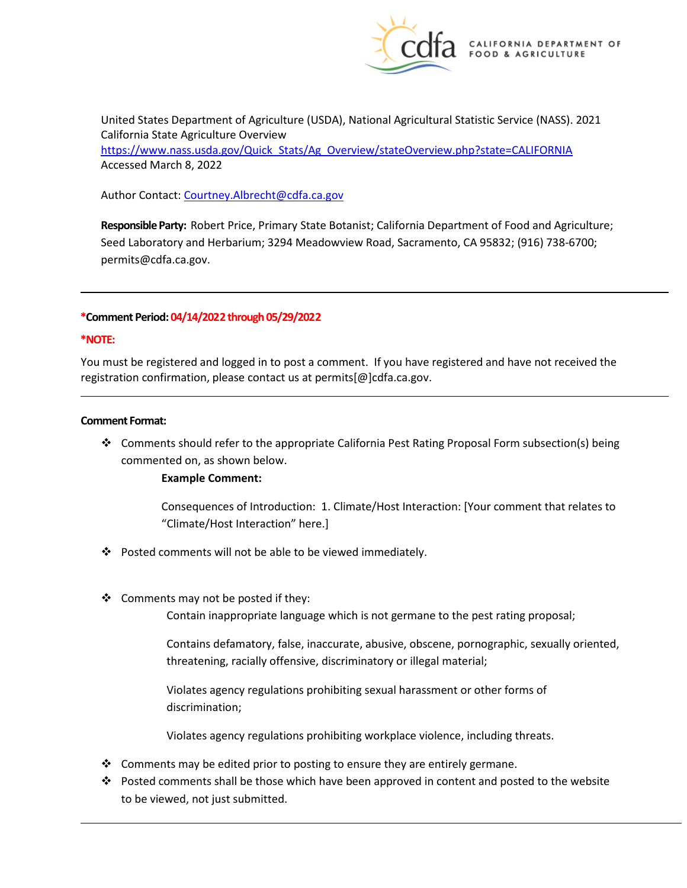United States Department of Agriculture (USDA), National Agricultural Statistic Service (NASS). 2021 California State Agriculture Overview https://www.nass.usda.gov/Quick_Stats/Ag_Overview/stateOverview.php?state=CALIFORNIA Accessed March 8, 2022

Author Contact: Courtney.Albrecht@cdfa.ca.gov

**Responsible Party:** Robert Price, Primary State Botanist; California Department of Food and Agriculture; Seed Laboratory and Herbarium; 3294 Meadowview Road, Sacramento, CA 95832; (916) 738-6700; permits@cdfa.ca.gov.

---

***Comment Period:** **04/14/2022 through 05/29/2022**

***NOTE:**

You must be registered and logged in to post a comment. If you have registered and have not received the registration confirmation, please contact us at permits[@]cdfa.ca.gov.

---

**Comment Format:**

- Comments should refer to the appropriate California Pest Rating Proposal Form subsection(s) being commented on, as shown below.

  **Example Comment:**

  Consequences of Introduction: 1. Climate/Host Interaction: [Your comment that relates to "Climate/Host Interaction" here.]

- Posted comments will not be able to be viewed immediately.

- Comments may not be posted if they:

  Contain inappropriate language which is not germane to the pest rating proposal;

  Contains defamatory, false, inaccurate, abusive, obscene, pornographic, sexually oriented, threatening, racially offensive, discriminatory or illegal material;

  Violates agency regulations prohibiting sexual harassment or other forms of discrimination;

  Violates agency regulations prohibiting workplace violence, including threats.

- Comments may be edited prior to posting to ensure they are entirely germane.
- Posted comments shall be those which have been approved in content and posted to the website to be viewed, not just submitted.

---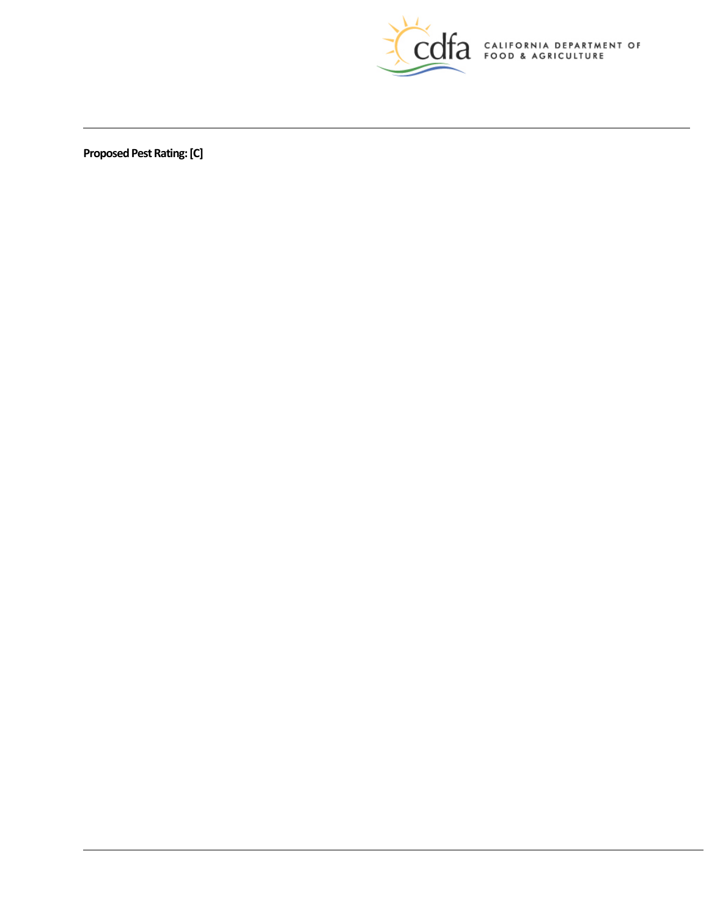**Proposed Pest Rating: [C]**